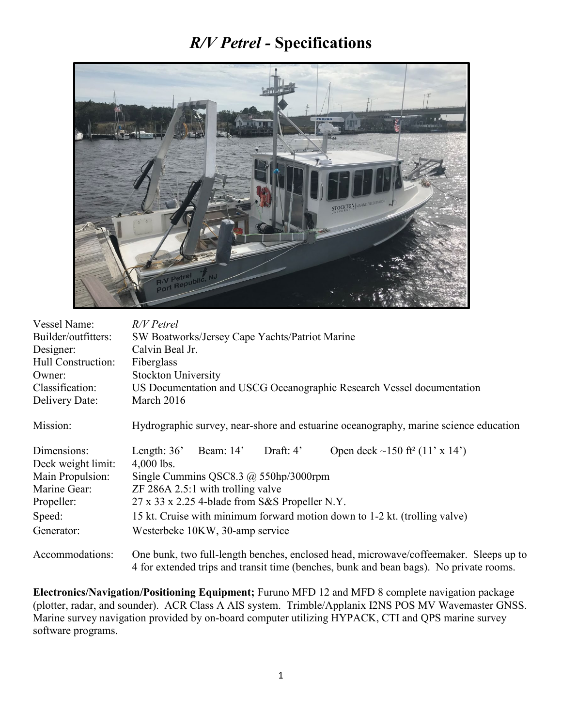# *R/V Petrel* - Specifications

| | |
|---|---|
| Vessel Name: | *R/V Petrel* |
| Builder/outfitters: | SW Boatworks/Jersey Cape Yachts/Patriot Marine |
| Designer: | Calvin Beal Jr. |
| Hull Construction: | Fiberglass |
| Owner: | Stockton University |
| Classification: | US Documentation and USCG Oceanographic Research Vessel documentation |
| Delivery Date: | March 2016 |
| Mission: | Hydrographic survey, near-shore and estuarine oceanography, marine science education |
| Dimensions: | Length: 36' Beam: 14' Draft: 4' Open deck ~150 ft² (11' x 14') |
| Deck weight limit: | 4,000 lbs. |
| Main Propulsion: | Single Cummins QSC8.3 @ 550hp/3000rpm |
| Marine Gear: | ZF 286A 2.5:1 with trolling valve |
| Propeller: | 27 x 33 x 2.25 4-blade from S&S Propeller N.Y. |
| Speed: | 15 kt. Cruise with minimum forward motion down to 1-2 kt. (trolling valve) |
| Generator: | Westerbeke 10KW, 30-amp service |
| Accommodations: | One bunk, two full-length benches, enclosed head, microwave/coffeemaker. Sleeps up to 4 for extended trips and transit time (benches, bunk and bean bags). No private rooms. |

**Electronics/Navigation/Positioning Equipment;** Furuno MFD 12 and MFD 8 complete navigation package (plotter, radar, and sounder). ACR Class A AIS system. Trimble/Applanix I2NS POS MV Wavemaster GNSS. Marine survey navigation provided by on-board computer utilizing HYPACK, CTI and QPS marine survey software programs.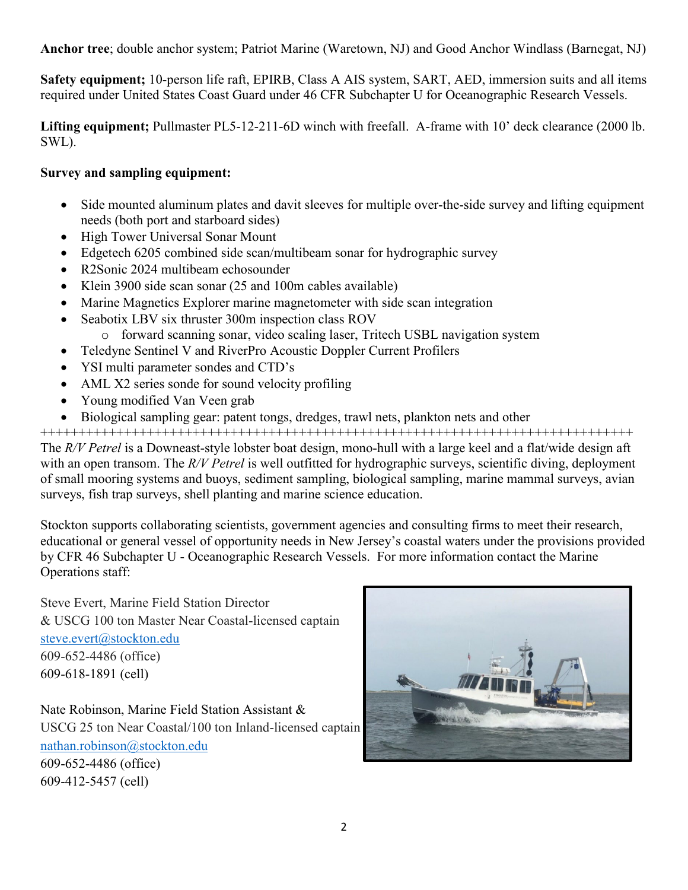**Anchor tree**; double anchor system; Patriot Marine (Waretown, NJ) and Good Anchor Windlass (Barnegat, NJ)

**Safety equipment;** 10-person life raft, EPIRB, Class A AIS system, SART, AED, immersion suits and all items required under United States Coast Guard under 46 CFR Subchapter U for Oceanographic Research Vessels.

**Lifting equipment;** Pullmaster PL5-12-211-6D winch with freefall. A-frame with 10' deck clearance (2000 lb. SWL).

**Survey and sampling equipment:**

- Side mounted aluminum plates and davit sleeves for multiple over-the-side survey and lifting equipment needs (both port and starboard sides)
- High Tower Universal Sonar Mount
- Edgetech 6205 combined side scan/multibeam sonar for hydrographic survey
- R2Sonic 2024 multibeam echosounder
- Klein 3900 side scan sonar (25 and 100m cables available)
- Marine Magnetics Explorer marine magnetometer with side scan integration
- Seabotix LBV six thruster 300m inspection class ROV
    - forward scanning sonar, video scaling laser, Tritech USBL navigation system
- Teledyne Sentinel V and RiverPro Acoustic Doppler Current Profilers
- YSI multi parameter sondes and CTD's
- AML X2 series sonde for sound velocity profiling
- Young modified Van Veen grab
- Biological sampling gear: patent tongs, dredges, trawl nets, plankton nets and other

++++++++++++++++++++++++++++++++++++++++++++++++++++++++++++++++++++++++++++++++

The *R/V Petrel* is a Downeast-style lobster boat design, mono-hull with a large keel and a flat/wide design aft with an open transom. The *R/V Petrel* is well outfitted for hydrographic surveys, scientific diving, deployment of small mooring systems and buoys, sediment sampling, biological sampling, marine mammal surveys, avian surveys, fish trap surveys, shell planting and marine science education.

Stockton supports collaborating scientists, government agencies and consulting firms to meet their research, educational or general vessel of opportunity needs in New Jersey's coastal waters under the provisions provided by CFR 46 Subchapter U - Oceanographic Research Vessels. For more information contact the Marine Operations staff:

Steve Evert, Marine Field Station Director
& USCG 100 ton Master Near Coastal-licensed captain
steve.evert@stockton.edu
609-652-4486 (office)
609-618-1891 (cell)

Nate Robinson, Marine Field Station Assistant &
USCG 25 ton Near Coastal/100 ton Inland-licensed captain
nathan.robinson@stockton.edu
609-652-4486 (office)
609-412-5457 (cell)